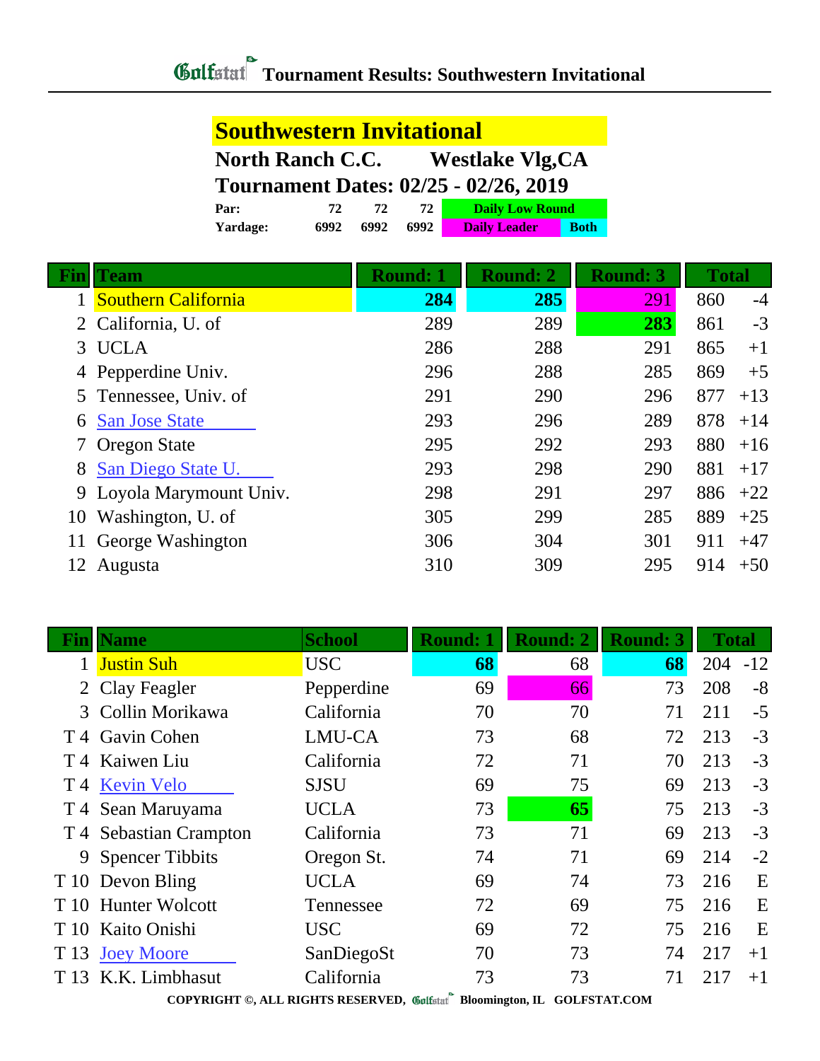# Golfstat Tournament Results: Southwestern Invitational

## Southwestern Invitational

**North Ranch C.C. Westlake Vlg,CA**

**Tournament Dates: 02/25 - 02/26, 2019**

| | | | | |
|---|---|---|---|---|
| **Par:** | 72 | 72 | 72 | Daily Low Round |
| **Yardage:** | 6992 | 6992 | 6992 | Daily Leader / Both |

| Fin | Team | Round: 1 | Round: 2 | Round: 3 | Total | |
|---|---|---|---|---|---|---|
| 1 | Southern California | **284** | **285** | 291 | 860 | -4 |
| 2 | California, U. of | 289 | 289 | **283** | 861 | -3 |
| 3 | UCLA | 286 | 288 | 291 | 865 | +1 |
| 4 | Pepperdine Univ. | 296 | 288 | 285 | 869 | +5 |
| 5 | Tennessee, Univ. of | 291 | 290 | 296 | 877 | +13 |
| 6 | San Jose State | 293 | 296 | 289 | 878 | +14 |
| 7 | Oregon State | 295 | 292 | 293 | 880 | +16 |
| 8 | San Diego State U. | 293 | 298 | 290 | 881 | +17 |
| 9 | Loyola Marymount Univ. | 298 | 291 | 297 | 886 | +22 |
| 10 | Washington, U. of | 305 | 299 | 285 | 889 | +25 |
| 11 | George Washington | 306 | 304 | 301 | 911 | +47 |
| 12 | Augusta | 310 | 309 | 295 | 914 | +50 |

| Fin | Name | School | Round: 1 | Round: 2 | Round: 3 | Total | |
|---|---|---|---|---|---|---|---|
| 1 | Justin Suh | USC | **68** | 68 | **68** | 204 | -12 |
| 2 | Clay Feagler | Pepperdine | 69 | 66 | 73 | 208 | -8 |
| 3 | Collin Morikawa | California | 70 | 70 | 71 | 211 | -5 |
| T 4 | Gavin Cohen | LMU-CA | 73 | 68 | 72 | 213 | -3 |
| T 4 | Kaiwen Liu | California | 72 | 71 | 70 | 213 | -3 |
| T 4 | Kevin Velo | SJSU | 69 | 75 | 69 | 213 | -3 |
| T 4 | Sean Maruyama | UCLA | 73 | **65** | 75 | 213 | -3 |
| T 4 | Sebastian Crampton | California | 73 | 71 | 69 | 213 | -3 |
| 9 | Spencer Tibbits | Oregon St. | 74 | 71 | 69 | 214 | -2 |
| T 10 | Devon Bling | UCLA | 69 | 74 | 73 | 216 | E |
| T 10 | Hunter Wolcott | Tennessee | 72 | 69 | 75 | 216 | E |
| T 10 | Kaito Onishi | USC | 69 | 72 | 75 | 216 | E |
| T 13 | Joey Moore | SanDiegoSt | 70 | 73 | 74 | 217 | +1 |
| T 13 | K.K. Limbhasut | California | 73 | 73 | 71 | 217 | +1 |

COPYRIGHT ©, ALL RIGHTS RESERVED, Golfstat Bloomington, IL GOLFSTAT.COM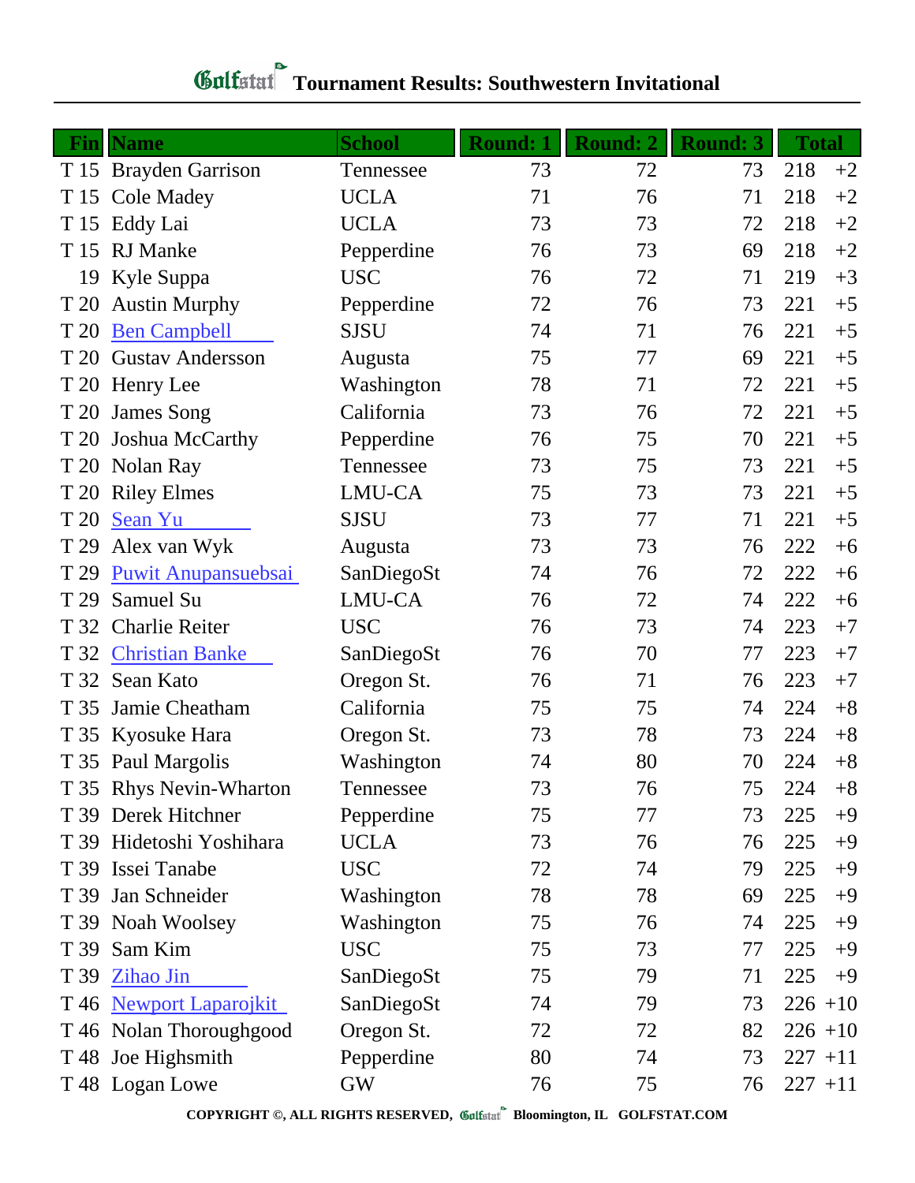# Golfstat Tournament Results: Southwestern Invitational

| Fin | Name | School | Round: 1 | Round: 2 | Round: 3 | Total | |
|---|---|---|---|---|---|---|---|
| T 15 | Brayden Garrison | Tennessee | 73 | 72 | 73 | 218 | +2 |
| T 15 | Cole Madey | UCLA | 71 | 76 | 71 | 218 | +2 |
| T 15 | Eddy Lai | UCLA | 73 | 73 | 72 | 218 | +2 |
| T 15 | RJ Manke | Pepperdine | 76 | 73 | 69 | 218 | +2 |
| 19 | Kyle Suppa | USC | 76 | 72 | 71 | 219 | +3 |
| T 20 | Austin Murphy | Pepperdine | 72 | 76 | 73 | 221 | +5 |
| T 20 | Ben Campbell | SJSU | 74 | 71 | 76 | 221 | +5 |
| T 20 | Gustav Andersson | Augusta | 75 | 77 | 69 | 221 | +5 |
| T 20 | Henry Lee | Washington | 78 | 71 | 72 | 221 | +5 |
| T 20 | James Song | California | 73 | 76 | 72 | 221 | +5 |
| T 20 | Joshua McCarthy | Pepperdine | 76 | 75 | 70 | 221 | +5 |
| T 20 | Nolan Ray | Tennessee | 73 | 75 | 73 | 221 | +5 |
| T 20 | Riley Elmes | LMU-CA | 75 | 73 | 73 | 221 | +5 |
| T 20 | Sean Yu | SJSU | 73 | 77 | 71 | 221 | +5 |
| T 29 | Alex van Wyk | Augusta | 73 | 73 | 76 | 222 | +6 |
| T 29 | Puwit Anupansuebsai | SanDiegoSt | 74 | 76 | 72 | 222 | +6 |
| T 29 | Samuel Su | LMU-CA | 76 | 72 | 74 | 222 | +6 |
| T 32 | Charlie Reiter | USC | 76 | 73 | 74 | 223 | +7 |
| T 32 | Christian Banke | SanDiegoSt | 76 | 70 | 77 | 223 | +7 |
| T 32 | Sean Kato | Oregon St. | 76 | 71 | 76 | 223 | +7 |
| T 35 | Jamie Cheatham | California | 75 | 75 | 74 | 224 | +8 |
| T 35 | Kyosuke Hara | Oregon St. | 73 | 78 | 73 | 224 | +8 |
| T 35 | Paul Margolis | Washington | 74 | 80 | 70 | 224 | +8 |
| T 35 | Rhys Nevin-Wharton | Tennessee | 73 | 76 | 75 | 224 | +8 |
| T 39 | Derek Hitchner | Pepperdine | 75 | 77 | 73 | 225 | +9 |
| T 39 | Hidetoshi Yoshihara | UCLA | 73 | 76 | 76 | 225 | +9 |
| T 39 | Issei Tanabe | USC | 72 | 74 | 79 | 225 | +9 |
| T 39 | Jan Schneider | Washington | 78 | 78 | 69 | 225 | +9 |
| T 39 | Noah Woolsey | Washington | 75 | 76 | 74 | 225 | +9 |
| T 39 | Sam Kim | USC | 75 | 73 | 77 | 225 | +9 |
| T 39 | Zihao Jin | SanDiegoSt | 75 | 79 | 71 | 225 | +9 |
| T 46 | Newport Laparojkit | SanDiegoSt | 74 | 79 | 73 | 226 | +10 |
| T 46 | Nolan Thoroughgood | Oregon St. | 72 | 72 | 82 | 226 | +10 |
| T 48 | Joe Highsmith | Pepperdine | 80 | 74 | 73 | 227 | +11 |
| T 48 | Logan Lowe | GW | 76 | 75 | 76 | 227 | +11 |

COPYRIGHT ©, ALL RIGHTS RESERVED, Golfstat Bloomington, IL GOLFSTAT.COM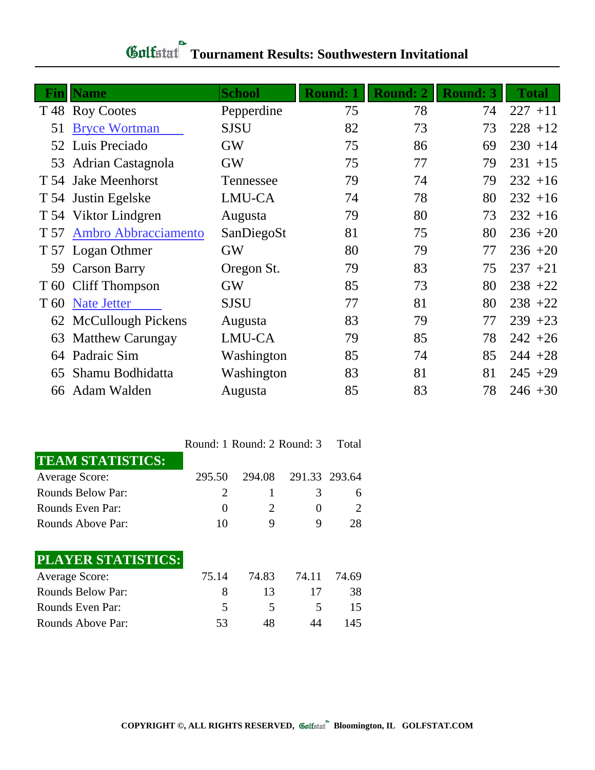# Golfstat Tournament Results: Southwestern Invitational

| Fin | Name | School | Round: 1 | Round: 2 | Round: 3 | Total | |
|---|---|---|---|---|---|---|---|
| T 48 | Roy Cootes | Pepperdine | 75 | 78 | 74 | 227 | +11 |
| 51 | Bryce Wortman | SJSU | 82 | 73 | 73 | 228 | +12 |
| 52 | Luis Preciado | GW | 75 | 86 | 69 | 230 | +14 |
| 53 | Adrian Castagnola | GW | 75 | 77 | 79 | 231 | +15 |
| T 54 | Jake Meenhorst | Tennessee | 79 | 74 | 79 | 232 | +16 |
| T 54 | Justin Egelske | LMU-CA | 74 | 78 | 80 | 232 | +16 |
| T 54 | Viktor Lindgren | Augusta | 79 | 80 | 73 | 232 | +16 |
| T 57 | Ambro Abbracciamento | SanDiegoSt | 81 | 75 | 80 | 236 | +20 |
| T 57 | Logan Othmer | GW | 80 | 79 | 77 | 236 | +20 |
| 59 | Carson Barry | Oregon St. | 79 | 83 | 75 | 237 | +21 |
| T 60 | Cliff Thompson | GW | 85 | 73 | 80 | 238 | +22 |
| T 60 | Nate Jetter | SJSU | 77 | 81 | 80 | 238 | +22 |
| 62 | McCullough Pickens | Augusta | 83 | 79 | 77 | 239 | +23 |
| 63 | Matthew Carungay | LMU-CA | 79 | 85 | 78 | 242 | +26 |
| 64 | Padraic Sim | Washington | 85 | 74 | 85 | 244 | +28 |
| 65 | Shamu Bodhidatta | Washington | 83 | 81 | 81 | 245 | +29 |
| 66 | Adam Walden | Augusta | 85 | 83 | 78 | 246 | +30 |

| TEAM STATISTICS: | Round: 1 | Round: 2 | Round: 3 | Total |
|---|---|---|---|---|
| Average Score: | 295.50 | 294.08 | 291.33 | 293.64 |
| Rounds Below Par: | 2 | 1 | 3 | 6 |
| Rounds Even Par: | 0 | 2 | 0 | 2 |
| Rounds Above Par: | 10 | 9 | 9 | 28 |

| PLAYER STATISTICS: | Round: 1 | Round: 2 | Round: 3 | Total |
|---|---|---|---|---|
| Average Score: | 75.14 | 74.83 | 74.11 | 74.69 |
| Rounds Below Par: | 8 | 13 | 17 | 38 |
| Rounds Even Par: | 5 | 5 | 5 | 15 |
| Rounds Above Par: | 53 | 48 | 44 | 145 |

COPYRIGHT ©, ALL RIGHTS RESERVED, Golfstat Bloomington, IL GOLFSTAT.COM